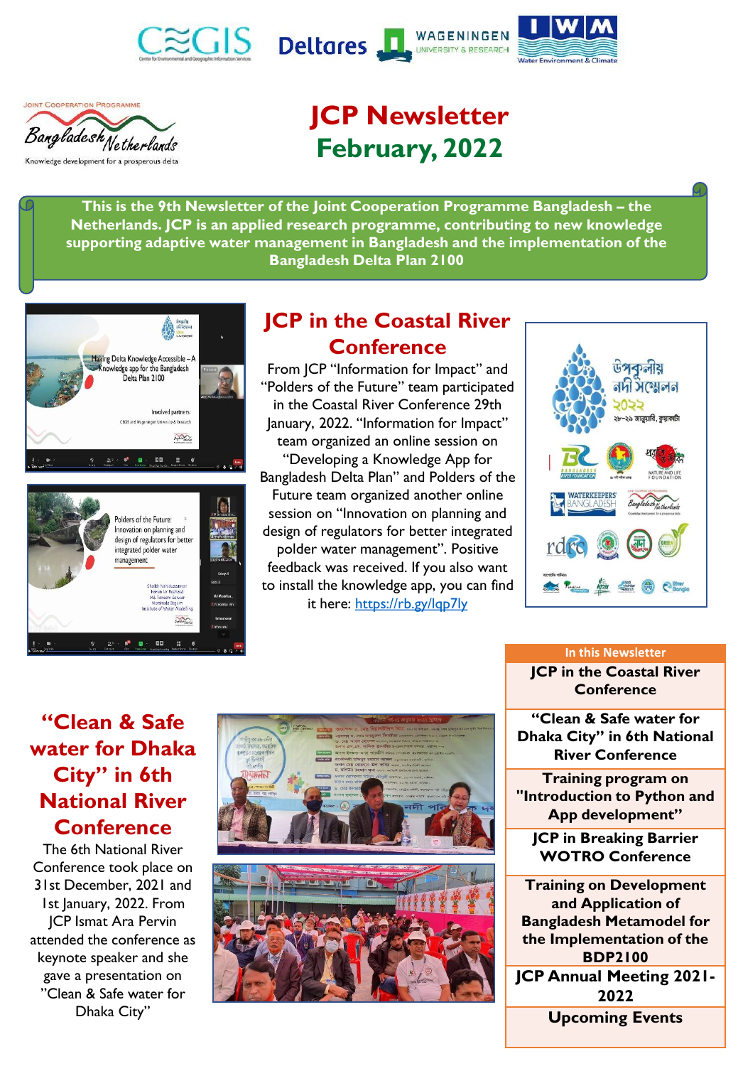# JCP Newsletter February, 2022

**This is the 9th Newsletter of the Joint Cooperation Programme Bangladesh – the Netherlands. JCP is an applied research programme, contributing to new knowledge supporting adaptive water management in Bangladesh and the implementation of the Bangladesh Delta Plan 2100**

## JCP in the Coastal River Conference

From JCP "Information for Impact" and "Polders of the Future" team participated in the Coastal River Conference 29th January, 2022. "Information for Impact" team organized an online session on "Developing a Knowledge App for Bangladesh Delta Plan" and Polders of the Future team organized another online session on "Innovation on planning and design of regulators for better integrated polder water management". Positive feedback was received. If you also want to install the knowledge app, you can find it here: https://rb.gy/lqp7ly

## "Clean & Safe water for Dhaka City" in 6th National River Conference

The 6th National River Conference took place on 31st December, 2021 and 1st January, 2022. From JCP Ismat Ara Pervin attended the conference as keynote speaker and she gave a presentation on "Clean & Safe water for Dhaka City"

**In this Newsletter**

- JCP in the Coastal River Conference
- "Clean & Safe water for Dhaka City" in 6th National River Conference
- Training program on "Introduction to Python and App development"
- JCP in Breaking Barrier WOTRO Conference
- Training on Development and Application of Bangladesh Metamodel for the Implementation of the BDP2100
- JCP Annual Meeting 2021-2022
- Upcoming Events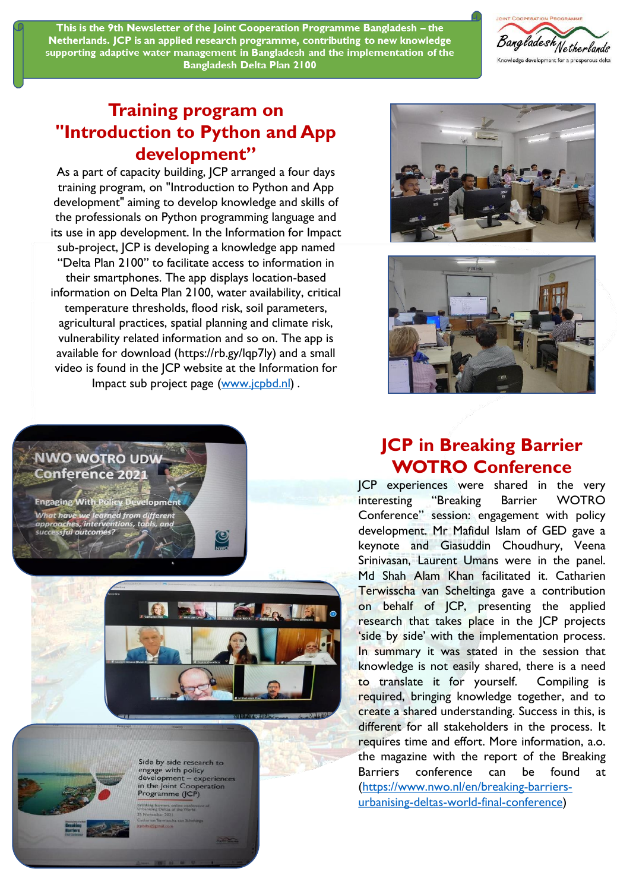This is the 9th Newsletter of the Joint Cooperation Programme Bangladesh – the Netherlands. JCP is an applied research programme, contributing to new knowledge supporting adaptive water management in Bangladesh and the implementation of the Bangladesh Delta Plan 2100

## Training program on "Introduction to Python and App development"

As a part of capacity building, JCP arranged a four days training program, on "Introduction to Python and App development" aiming to develop knowledge and skills of the professionals on Python programming language and its use in app development. In the Information for Impact sub-project, JCP is developing a knowledge app named "Delta Plan 2100" to facilitate access to information in their smartphones. The app displays location-based information on Delta Plan 2100, water availability, critical temperature thresholds, flood risk, soil parameters, agricultural practices, spatial planning and climate risk, vulnerability related information and so on. The app is available for download (https://rb.gy/lqp7ly) and a small video is found in the JCP website at the Information for Impact sub project page ([www.jcpbd.nl](www.jcpbd.nl)) .

## JCP in Breaking Barrier WOTRO Conference

JCP experiences were shared in the very interesting "Breaking Barrier WOTRO Conference" session: engagement with policy development. Mr Mafidul Islam of GED gave a keynote and Giasuddin Choudhury, Veena Srinivasan, Laurent Umans were in the panel. Md Shah Alam Khan facilitated it. Catharien Terwisscha van Scheltinga gave a contribution on behalf of JCP, presenting the applied research that takes place in the JCP projects 'side by side' with the implementation process. In summary it was stated in the session that knowledge is not easily shared, there is a need to translate it for yourself. Compiling is required, bringing knowledge together, and to create a shared understanding. Success in this, is different for all stakeholders in the process. It requires time and effort. More information, a.o. the magazine with the report of the Breaking Barriers conference can be found at ([https://www.nwo.nl/en/breaking-barriers-urbanising-deltas-world-final-conference](https://www.nwo.nl/en/breaking-barriers-urbanising-deltas-world-final-conference))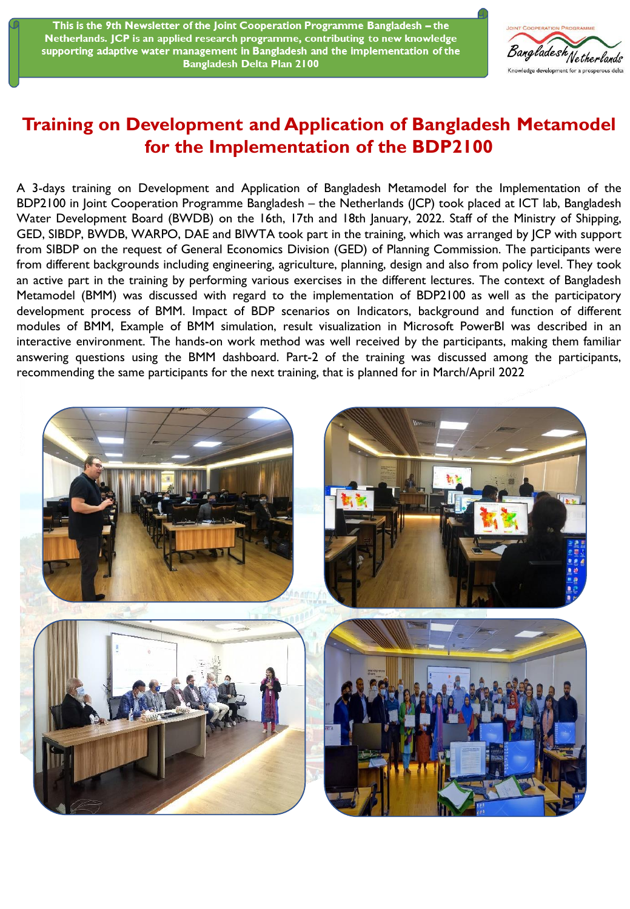This is the 9th Newsletter of the Joint Cooperation Programme Bangladesh – the Netherlands. JCP is an applied research programme, contributing to new knowledge supporting adaptive water management in Bangladesh and the implementation of the Bangladesh Delta Plan 2100

JOINT COOPERATION PROGRAMME
Bangladesh Netherlands
Knowledge development for a prosperous delta

# Training on Development and Application of Bangladesh Metamodel for the Implementation of the BDP2100

A 3-days training on Development and Application of Bangladesh Metamodel for the Implementation of the BDP2100 in Joint Cooperation Programme Bangladesh – the Netherlands (JCP) took placed at ICT lab, Bangladesh Water Development Board (BWDB) on the 16th, 17th and 18th January, 2022. Staff of the Ministry of Shipping, GED, SIBDP, BWDB, WARPO, DAE and BIWTA took part in the training, which was arranged by JCP with support from SIBDP on the request of General Economics Division (GED) of Planning Commission. The participants were from different backgrounds including engineering, agriculture, planning, design and also from policy level. They took an active part in the training by performing various exercises in the different lectures. The context of Bangladesh Metamodel (BMM) was discussed with regard to the implementation of BDP2100 as well as the participatory development process of BMM. Impact of BDP scenarios on Indicators, background and function of different modules of BMM, Example of BMM simulation, result visualization in Microsoft PowerBI was described in an interactive environment. The hands-on work method was well received by the participants, making them familiar answering questions using the BMM dashboard. Part-2 of the training was discussed among the participants, recommending the same participants for the next training, that is planned for in March/April 2022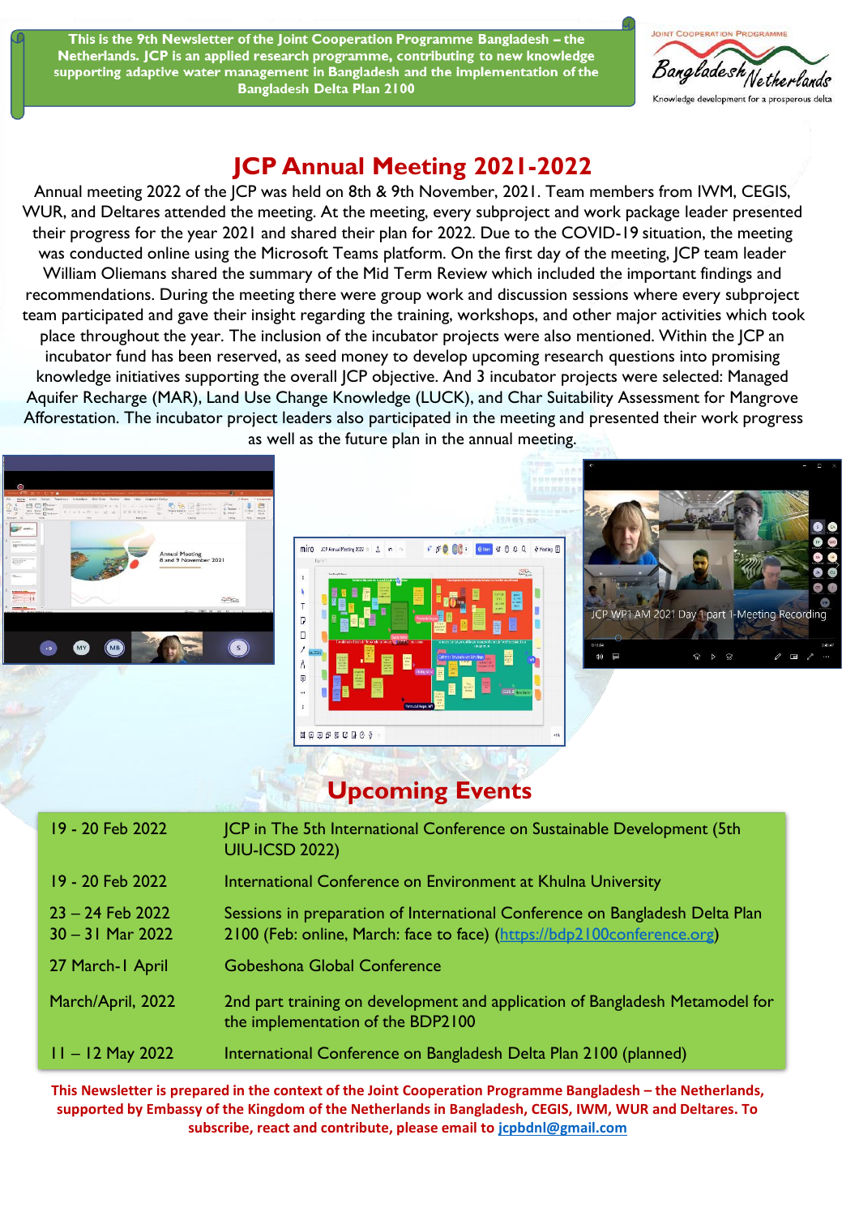This is the 9th Newsletter of the Joint Cooperation Programme Bangladesh – the Netherlands. JCP is an applied research programme, contributing to new knowledge supporting adaptive water management in Bangladesh and the implementation of the Bangladesh Delta Plan 2100

# JCP Annual Meeting 2021-2022

Annual meeting 2022 of the JCP was held on 8th & 9th November, 2021. Team members from IWM, CEGIS, WUR, and Deltares attended the meeting. At the meeting, every subproject and work package leader presented their progress for the year 2021 and shared their plan for 2022. Due to the COVID-19 situation, the meeting was conducted online using the Microsoft Teams platform. On the first day of the meeting, JCP team leader William Oliemans shared the summary of the Mid Term Review which included the important findings and recommendations. During the meeting there were group work and discussion sessions where every subproject team participated and gave their insight regarding the training, workshops, and other major activities which took place throughout the year. The inclusion of the incubator projects were also mentioned. Within the JCP an incubator fund has been reserved, as seed money to develop upcoming research questions into promising knowledge initiatives supporting the overall JCP objective. And 3 incubator projects were selected: Managed Aquifer Recharge (MAR), Land Use Change Knowledge (LUCK), and Char Suitability Assessment for Mangrove Afforestation. The incubator project leaders also participated in the meeting and presented their work progress as well as the future plan in the annual meeting.

# Upcoming Events

| | |
|---|---|
| 19 - 20 Feb 2022 | JCP in The 5th International Conference on Sustainable Development (5th UIU-ICSD 2022) |
| 19 - 20 Feb 2022 | International Conference on Environment at Khulna University |
| 23 – 24 Feb 2022<br>30 – 31 Mar 2022 | Sessions in preparation of International Conference on Bangladesh Delta Plan 2100 (Feb: online, March: face to face) (https://bdp2100conference.org) |
| 27 March-1 April | Gobeshona Global Conference |
| March/April, 2022 | 2nd part training on development and application of Bangladesh Metamodel for the implementation of the BDP2100 |
| 11 – 12 May 2022 | International Conference on Bangladesh Delta Plan 2100 (planned) |

**This Newsletter is prepared in the context of the Joint Cooperation Programme Bangladesh – the Netherlands, supported by Embassy of the Kingdom of the Netherlands in Bangladesh, CEGIS, IWM, WUR and Deltares. To subscribe, react and contribute, please email to jcpbdnl@gmail.com**